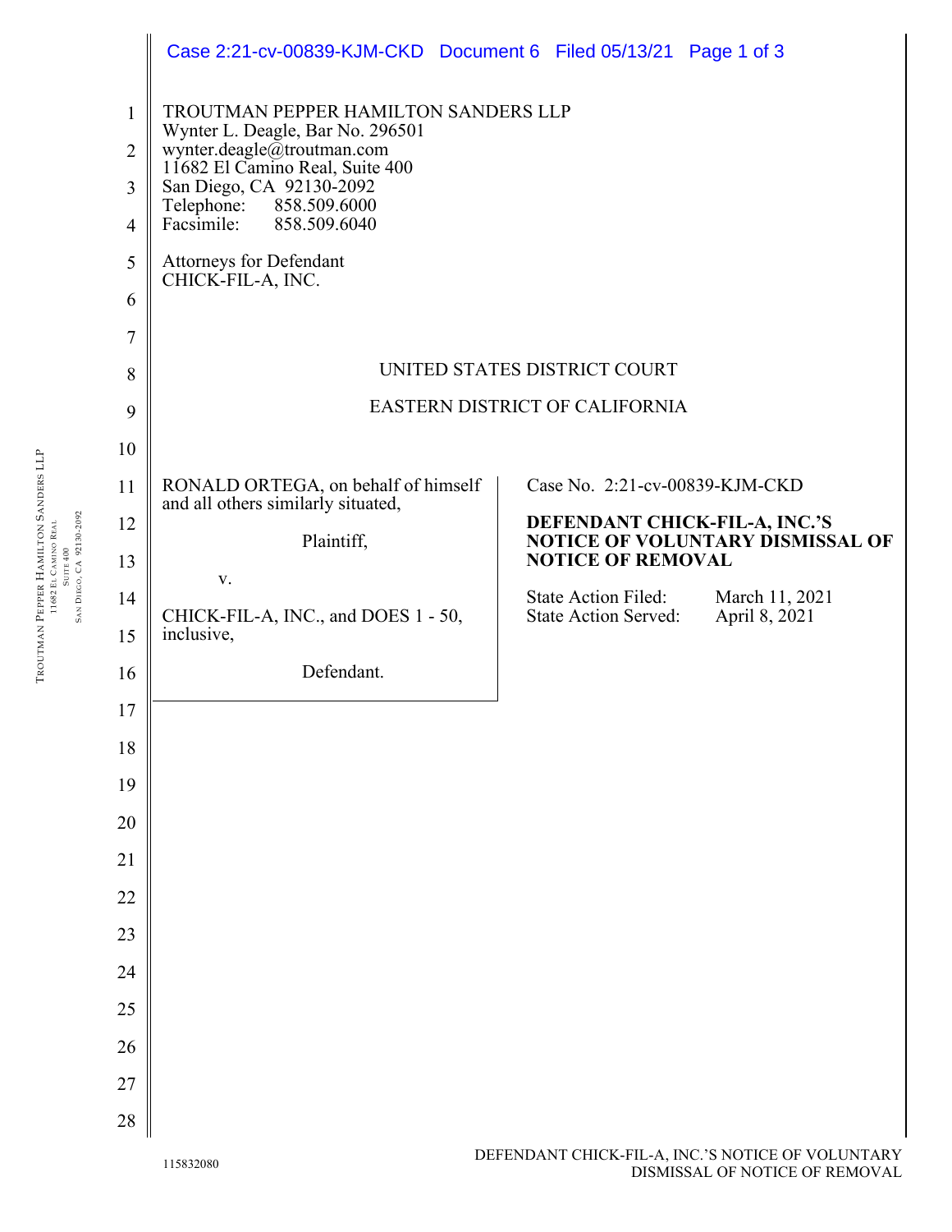TROUTMAN PEPPER HAMILTON SANDERS LLP
Wynter L. Deagle, Bar No. 296501
wynter.deagle@troutman.com
11682 El Camino Real, Suite 400
San Diego, CA 92130-2092
Telephone: 858.509.6000
Facsimile: 858.509.6040

Attorneys for Defendant
CHICK-FIL-A, INC.

UNITED STATES DISTRICT COURT

EASTERN DISTRICT OF CALIFORNIA

RONALD ORTEGA, on behalf of himself and all others similarly situated,

Plaintiff,

v.

CHICK-FIL-A, INC., and DOES 1 - 50, inclusive,

Defendant.

Case No. 2:21-cv-00839-KJM-CKD

**DEFENDANT CHICK-FIL-A, INC.'S NOTICE OF VOLUNTARY DISMISSAL OF NOTICE OF REMOVAL**

State Action Filed: March 11, 2021
State Action Served: April 8, 2021

115832080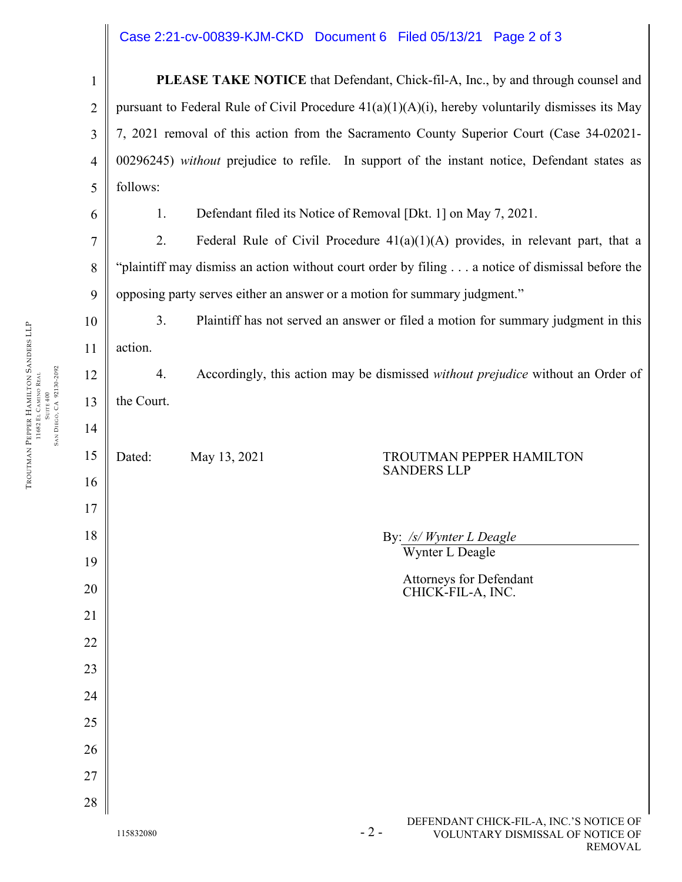**PLEASE TAKE NOTICE** that Defendant, Chick-fil-A, Inc., by and through counsel and pursuant to Federal Rule of Civil Procedure 41(a)(1)(A)(i), hereby voluntarily dismisses its May 7, 2021 removal of this action from the Sacramento County Superior Court (Case 34-02021-00296245) *without* prejudice to refile. In support of the instant notice, Defendant states as follows:

1. Defendant filed its Notice of Removal [Dkt. 1] on May 7, 2021.

2. Federal Rule of Civil Procedure 41(a)(1)(A) provides, in relevant part, that a "plaintiff may dismiss an action without court order by filing . . . a notice of dismissal before the opposing party serves either an answer or a motion for summary judgment."

3. Plaintiff has not served an answer or filed a motion for summary judgment in this action.

4. Accordingly, this action may be dismissed *without prejudice* without an Order of the Court.

Dated: May 13, 2021

TROUTMAN PEPPER HAMILTON SANDERS LLP

By: */s/ Wynter L Deagle*
Wynter L Deagle

Attorneys for Defendant
CHICK-FIL-A, INC.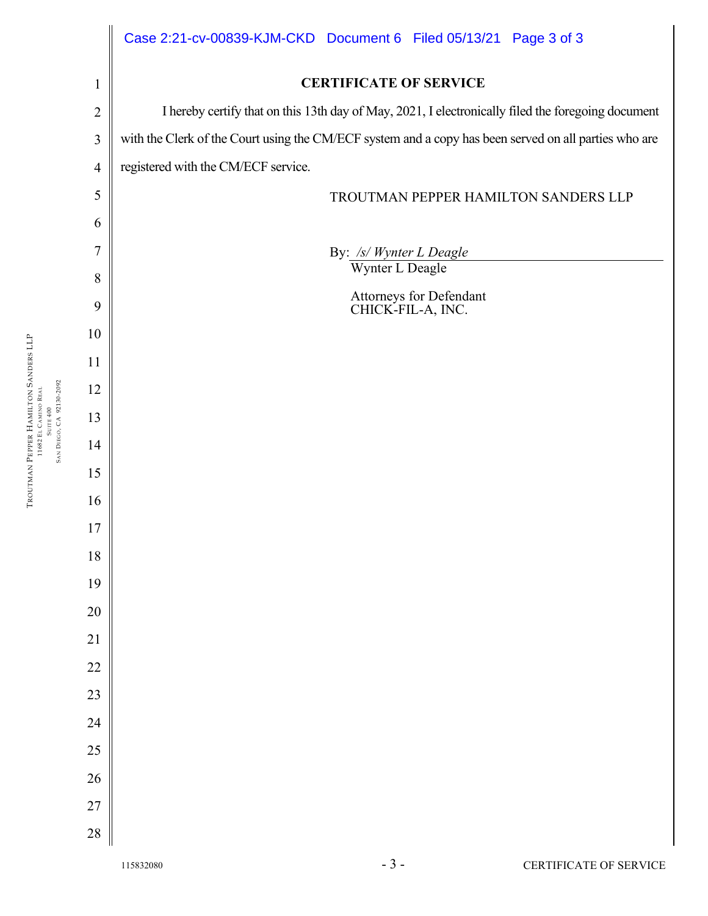## CERTIFICATE OF SERVICE

I hereby certify that on this 13th day of May, 2021, I electronically filed the foregoing document with the Clerk of the Court using the CM/ECF system and a copy has been served on all parties who are registered with the CM/ECF service.

TROUTMAN PEPPER HAMILTON SANDERS LLP

By: */s/ Wynter L Deagle*
Wynter L Deagle

Attorneys for Defendant
CHICK-FIL-A, INC.